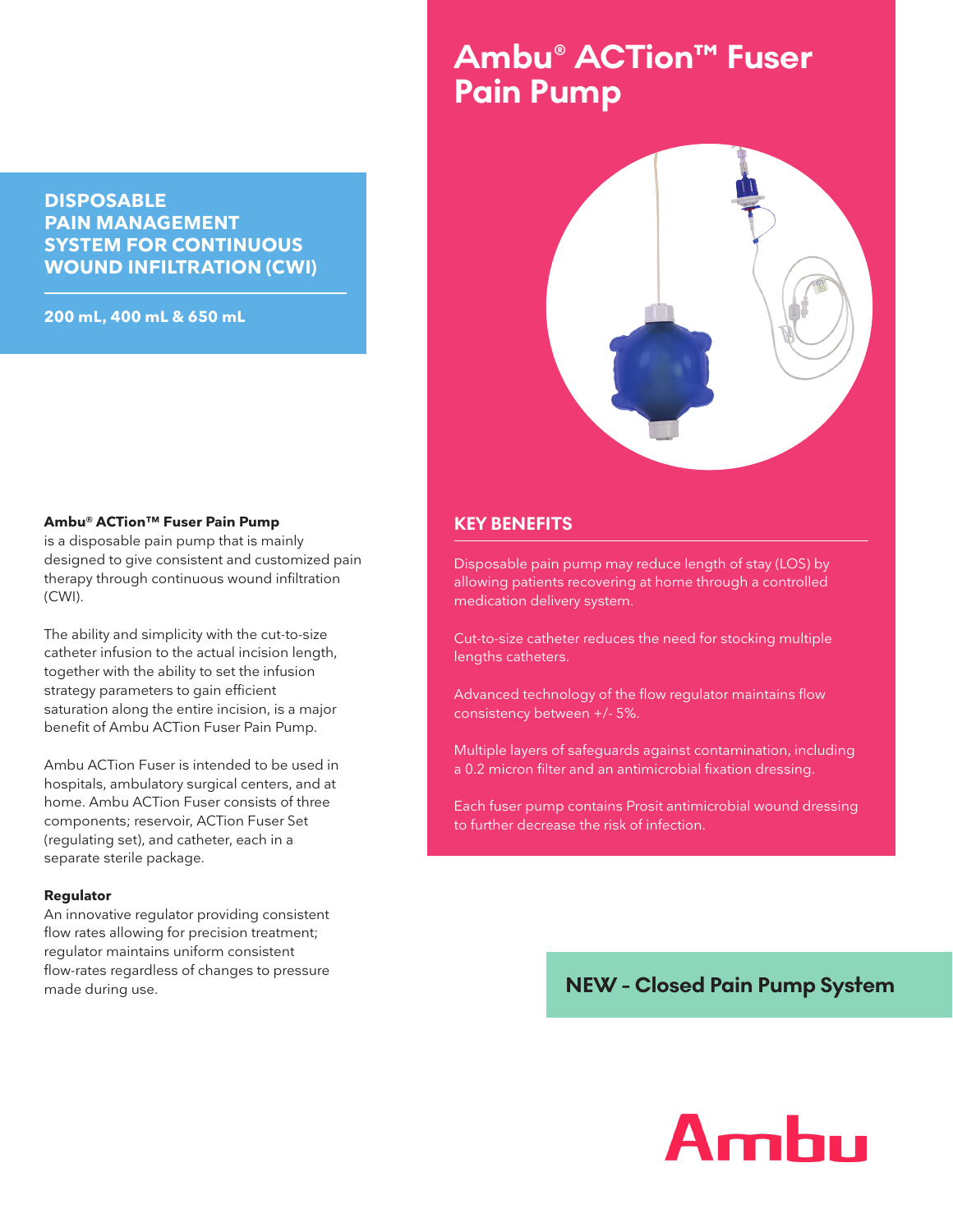# Ambu® ACTion™ Fuser Pain Pump

## DISPOSABLE PAIN MANAGEMENT SYSTEM FOR CONTINUOUS WOUND INFILTRATION (CWI)

**200 mL, 400 mL & 650 mL**

**Ambu® ACTion™ Fuser Pain Pump** is a disposable pain pump that is mainly designed to give consistent and customized pain therapy through continuous wound infiltration (CWI).

The ability and simplicity with the cut-to-size catheter infusion to the actual incision length, together with the ability to set the infusion strategy parameters to gain efficient saturation along the entire incision, is a major benefit of Ambu ACTion Fuser Pain Pump.

Ambu ACTion Fuser is intended to be used in hospitals, ambulatory surgical centers, and at home. Ambu ACTion Fuser consists of three components; reservoir, ACTion Fuser Set (regulating set), and catheter, each in a separate sterile package.

**Regulator**

An innovative regulator providing consistent flow rates allowing for precision treatment; regulator maintains uniform consistent flow-rates regardless of changes to pressure made during use.

## KEY BENEFITS

Disposable pain pump may reduce length of stay (LOS) by allowing patients recovering at home through a controlled medication delivery system.

Cut-to-size catheter reduces the need for stocking multiple lengths catheters.

Advanced technology of the flow regulator maintains flow consistency between +/- 5%.

Multiple layers of safeguards against contamination, including a 0.2 micron filter and an antimicrobial fixation dressing.

Each fuser pump contains Prosit antimicrobial wound dressing to further decrease the risk of infection.

**NEW - Closed Pain Pump System**

Ambu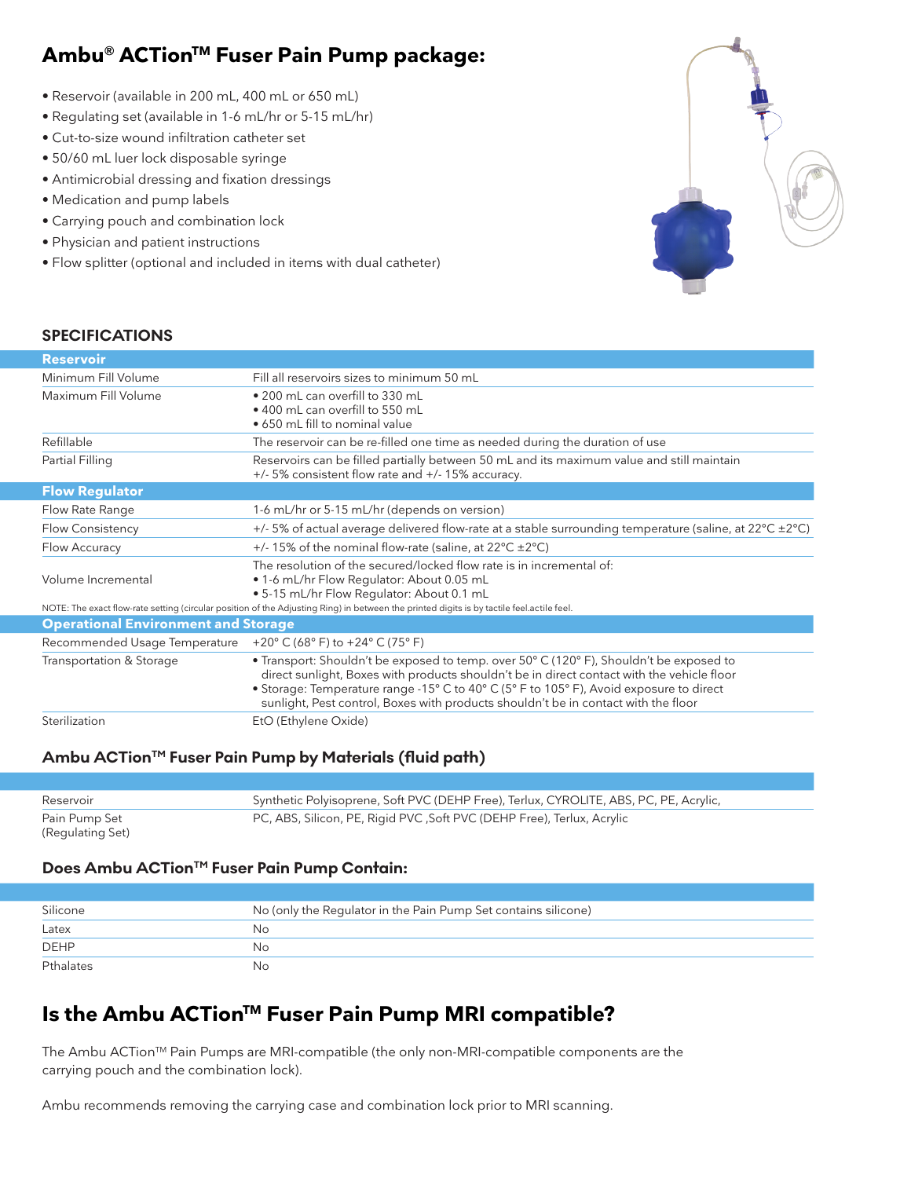## Ambu® ACTion™ Fuser Pain Pump package:

- Reservoir (available in 200 mL, 400 mL or 650 mL)
- Regulating set (available in 1-6 mL/hr or 5-15 mL/hr)
- Cut-to-size wound infiltration catheter set
- 50/60 mL luer lock disposable syringe
- Antimicrobial dressing and fixation dressings
- Medication and pump labels
- Carrying pouch and combination lock
- Physician and patient instructions
- Flow splitter (optional and included in items with dual catheter)

### SPECIFICATIONS

| **Reservoir** | |
|---|---|
| Minimum Fill Volume | Fill all reservoirs sizes to minimum 50 mL |
| Maximum Fill Volume | • 200 mL can overfill to 330 mL<br>• 400 mL can overfill to 550 mL<br>• 650 mL fill to nominal value |
| Refillable | The reservoir can be re-filled one time as needed during the duration of use |
| Partial Filling | Reservoirs can be filled partially between 50 mL and its maximum value and still maintain +/- 5% consistent flow rate and +/- 15% accuracy. |
| **Flow Regulator** | |
| Flow Rate Range | 1-6 mL/hr or 5-15 mL/hr (depends on version) |
| Flow Consistency | +/- 5% of actual average delivered flow-rate at a stable surrounding temperature (saline, at 22°C ±2°C) |
| Flow Accuracy | +/- 15% of the nominal flow-rate (saline, at 22°C ±2°C) |
| Volume Incremental | The resolution of the secured/locked flow rate is in incremental of:<br>• 1-6 mL/hr Flow Regulator: About 0.05 mL<br>• 5-15 mL/hr Flow Regulator: About 0.1 mL |
| NOTE: The exact flow-rate setting (circular position of the Adjusting Ring) in between the printed digits is by tactile feel.actile feel. | |
| **Operational Environment and Storage** | |
| Recommended Usage Temperature | +20° C (68° F) to +24° C (75° F) |
| Transportation & Storage | • Transport: Shouldn't be exposed to temp. over 50° C (120° F), Shouldn't be exposed to direct sunlight, Boxes with products shouldn't be in direct contact with the vehicle floor<br>• Storage: Temperature range -15° C to 40° C (5° F to 105° F), Avoid exposure to direct sunlight, Pest control, Boxes with products shouldn't be in contact with the floor |
| Sterilization | EtO (Ethylene Oxide) |

### Ambu ACTion™ Fuser Pain Pump by Materials (fluid path)

| | |
|---|---|
| Reservoir | Synthetic Polyisoprene, Soft PVC (DEHP Free), Terlux, CYROLITE, ABS, PC, PE, Acrylic, |
| Pain Pump Set (Regulating Set) | PC, ABS, Silicon, PE, Rigid PVC ,Soft PVC (DEHP Free), Terlux, Acrylic |

### Does Ambu ACTion™ Fuser Pain Pump Contain:

| | |
|---|---|
| Silicone | No (only the Regulator in the Pain Pump Set contains silicone) |
| Latex | No |
| DEHP | No |
| Pthalates | No |

## Is the Ambu ACTion™ Fuser Pain Pump MRI compatible?

The Ambu ACTion™ Pain Pumps are MRI-compatible (the only non-MRI-compatible components are the carrying pouch and the combination lock).

Ambu recommends removing the carrying case and combination lock prior to MRI scanning.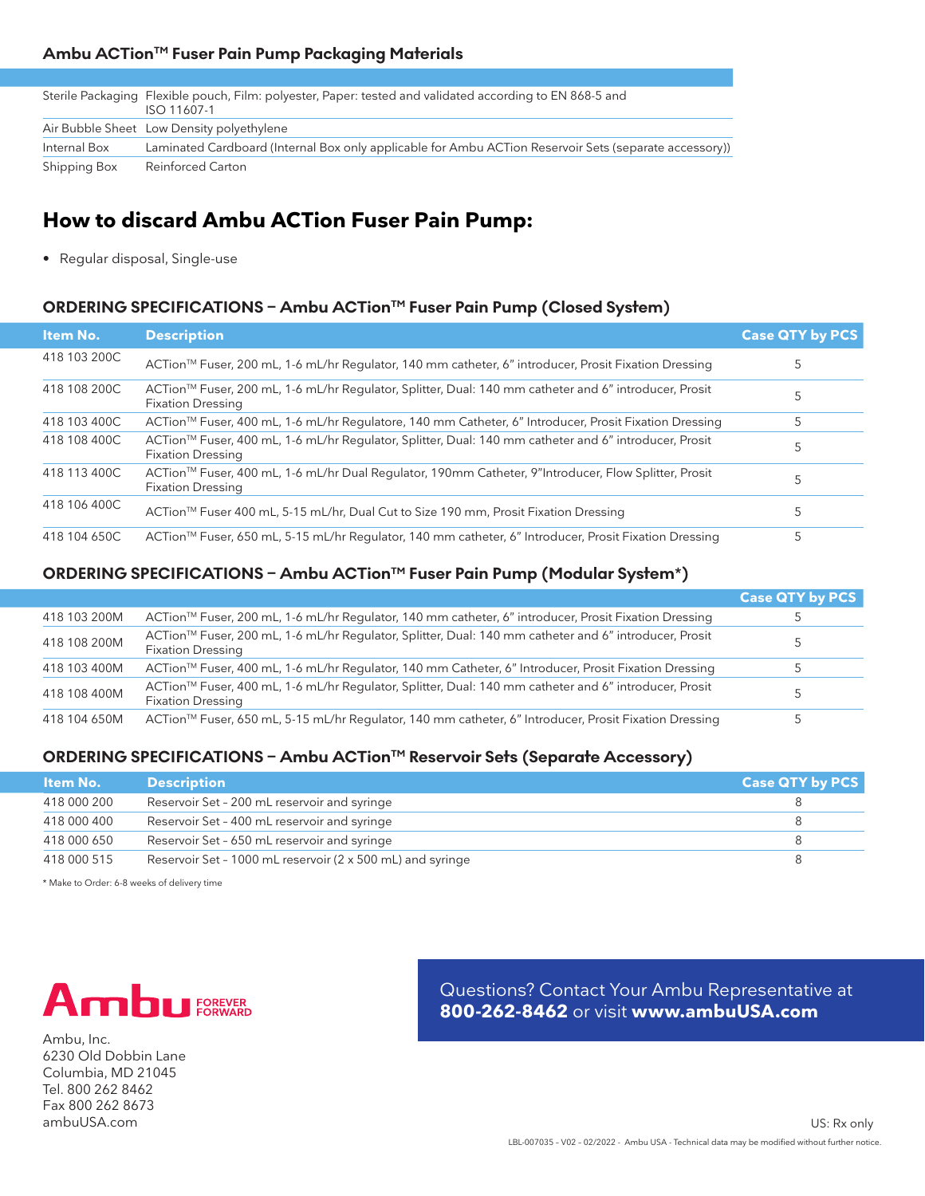## Ambu ACTion™ Fuser Pain Pump Packaging Materials

| | |
|---|---|
| Sterile Packaging | Flexible pouch, Film: polyester, Paper: tested and validated according to EN 868-5 and ISO 11607-1 |
| Air Bubble Sheet | Low Density polyethylene |
| Internal Box | Laminated Cardboard (Internal Box only applicable for Ambu ACTion Reservoir Sets (separate accessory)) |
| Shipping Box | Reinforced Carton |

# How to discard Ambu ACTion Fuser Pain Pump:

- Regular disposal, Single-use

### ORDERING SPECIFICATIONS – Ambu ACTion™ Fuser Pain Pump (Closed System)

| Item No. | Description | Case QTY by PCS |
|---|---|---|
| 418 103 200C | ACTion™ Fuser, 200 mL, 1-6 mL/hr Regulator, 140 mm catheter, 6" introducer, Prosit Fixation Dressing | 5 |
| 418 108 200C | ACTion™ Fuser, 200 mL, 1-6 mL/hr Regulator, Splitter, Dual: 140 mm catheter and 6" introducer, Prosit Fixation Dressing | 5 |
| 418 103 400C | ACTion™ Fuser, 400 mL, 1-6 mL/hr Regulatore, 140 mm Catheter, 6" Introducer, Prosit Fixation Dressing | 5 |
| 418 108 400C | ACTion™ Fuser, 400 mL, 1-6 mL/hr Regulator, Splitter, Dual: 140 mm catheter and 6" introducer, Prosit Fixation Dressing | 5 |
| 418 113 400C | ACTion™ Fuser, 400 mL, 1-6 mL/hr Dual Regulator, 190mm Catheter, 9"Introducer, Flow Splitter, Prosit Fixation Dressing | 5 |
| 418 106 400C | ACTion™ Fuser 400 mL, 5-15 mL/hr, Dual Cut to Size 190 mm, Prosit Fixation Dressing | 5 |
| 418 104 650C | ACTion™ Fuser, 650 mL, 5-15 mL/hr Regulator, 140 mm catheter, 6" Introducer, Prosit Fixation Dressing | 5 |

### ORDERING SPECIFICATIONS – Ambu ACTion™ Fuser Pain Pump (Modular System*)

| | | Case QTY by PCS |
|---|---|---|
| 418 103 200M | ACTion™ Fuser, 200 mL, 1-6 mL/hr Regulator, 140 mm catheter, 6" introducer, Prosit Fixation Dressing | 5 |
| 418 108 200M | ACTion™ Fuser, 200 mL, 1-6 mL/hr Regulator, Splitter, Dual: 140 mm catheter and 6" introducer, Prosit Fixation Dressing | 5 |
| 418 103 400M | ACTion™ Fuser, 400 mL, 1-6 mL/hr Regulator, 140 mm Catheter, 6" Introducer, Prosit Fixation Dressing | 5 |
| 418 108 400M | ACTion™ Fuser, 400 mL, 1-6 mL/hr Regulator, Splitter, Dual: 140 mm catheter and 6" introducer, Prosit Fixation Dressing | 5 |
| 418 104 650M | ACTion™ Fuser, 650 mL, 5-15 mL/hr Regulator, 140 mm catheter, 6" Introducer, Prosit Fixation Dressing | 5 |

### ORDERING SPECIFICATIONS – Ambu ACTion™ Reservoir Sets (Separate Accessory)

| Item No. | Description | Case QTY by PCS |
|---|---|---|
| 418 000 200 | Reservoir Set - 200 mL reservoir and syringe | 8 |
| 418 000 400 | Reservoir Set - 400 mL reservoir and syringe | 8 |
| 418 000 650 | Reservoir Set - 650 mL reservoir and syringe | 8 |
| 418 000 515 | Reservoir Set - 1000 mL reservoir (2 x 500 mL) and syringe | 8 |

\* Make to Order: 6-8 weeks of delivery time

Ambu FOREVER FORWARD

Ambu, Inc.
6230 Old Dobbin Lane
Columbia, MD 21045
Tel. 800 262 8462
Fax 800 262 8673
ambuUSA.com

Questions? Contact Your Ambu Representative at **800-262-8462** or visit **www.ambuUSA.com**

US: Rx only

LBL-007035 - V02 - 02/2022 - Ambu USA - Technical data may be modified without further notice.